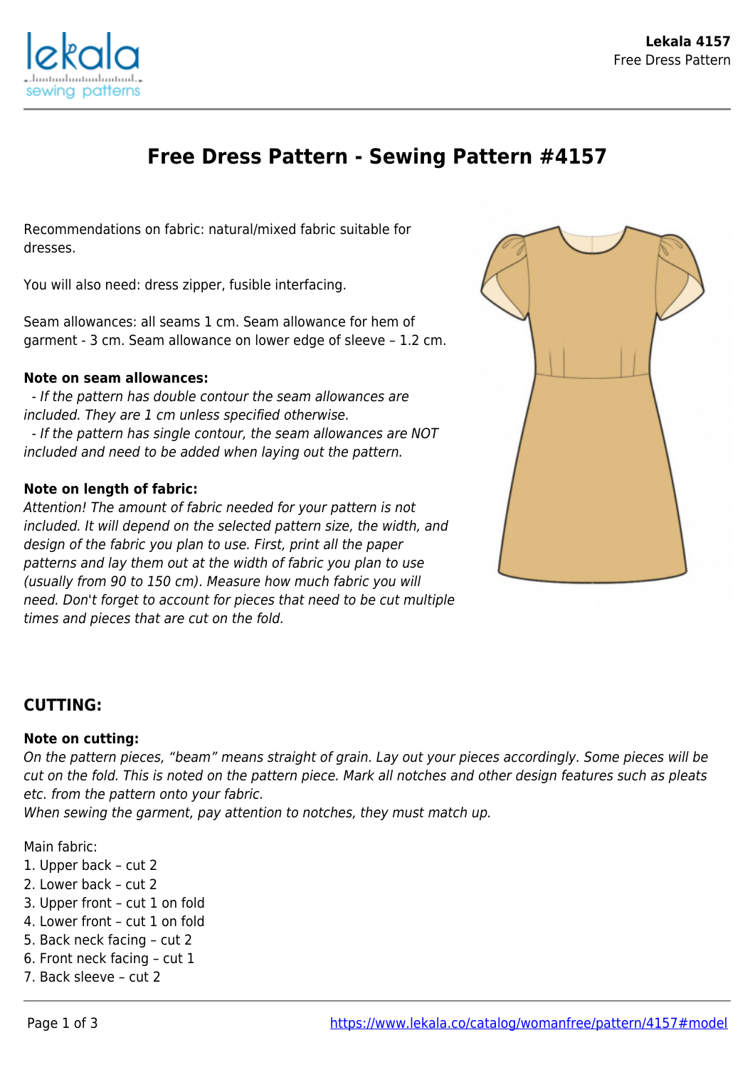# Free Dress Pattern - Sewing Pattern #4157

Recommendations on fabric: natural/mixed fabric suitable for dresses.

You will also need: dress zipper, fusible interfacing.

Seam allowances: all seams 1 cm. Seam allowance for hem of garment - 3 cm. Seam allowance on lower edge of sleeve – 1.2 cm.

**Note on seam allowances:**
*- If the pattern has double contour the seam allowances are included. They are 1 cm unless specified otherwise.*
*- If the pattern has single contour, the seam allowances are NOT included and need to be added when laying out the pattern.*

**Note on length of fabric:**
*Attention! The amount of fabric needed for your pattern is not included. It will depend on the selected pattern size, the width, and design of the fabric you plan to use. First, print all the paper patterns and lay them out at the width of fabric you plan to use (usually from 90 to 150 cm). Measure how much fabric you will need. Don't forget to account for pieces that need to be cut multiple times and pieces that are cut on the fold.*

## CUTTING:

**Note on cutting:**
*On the pattern pieces, "beam" means straight of grain. Lay out your pieces accordingly. Some pieces will be cut on the fold. This is noted on the pattern piece. Mark all notches and other design features such as pleats etc. from the pattern onto your fabric.*
*When sewing the garment, pay attention to notches, they must match up.*

Main fabric:
1. Upper back – cut 2
2. Lower back – cut 2
3. Upper front – cut 1 on fold
4. Lower front – cut 1 on fold
5. Back neck facing – cut 2
6. Front neck facing – cut 1
7. Back sleeve – cut 2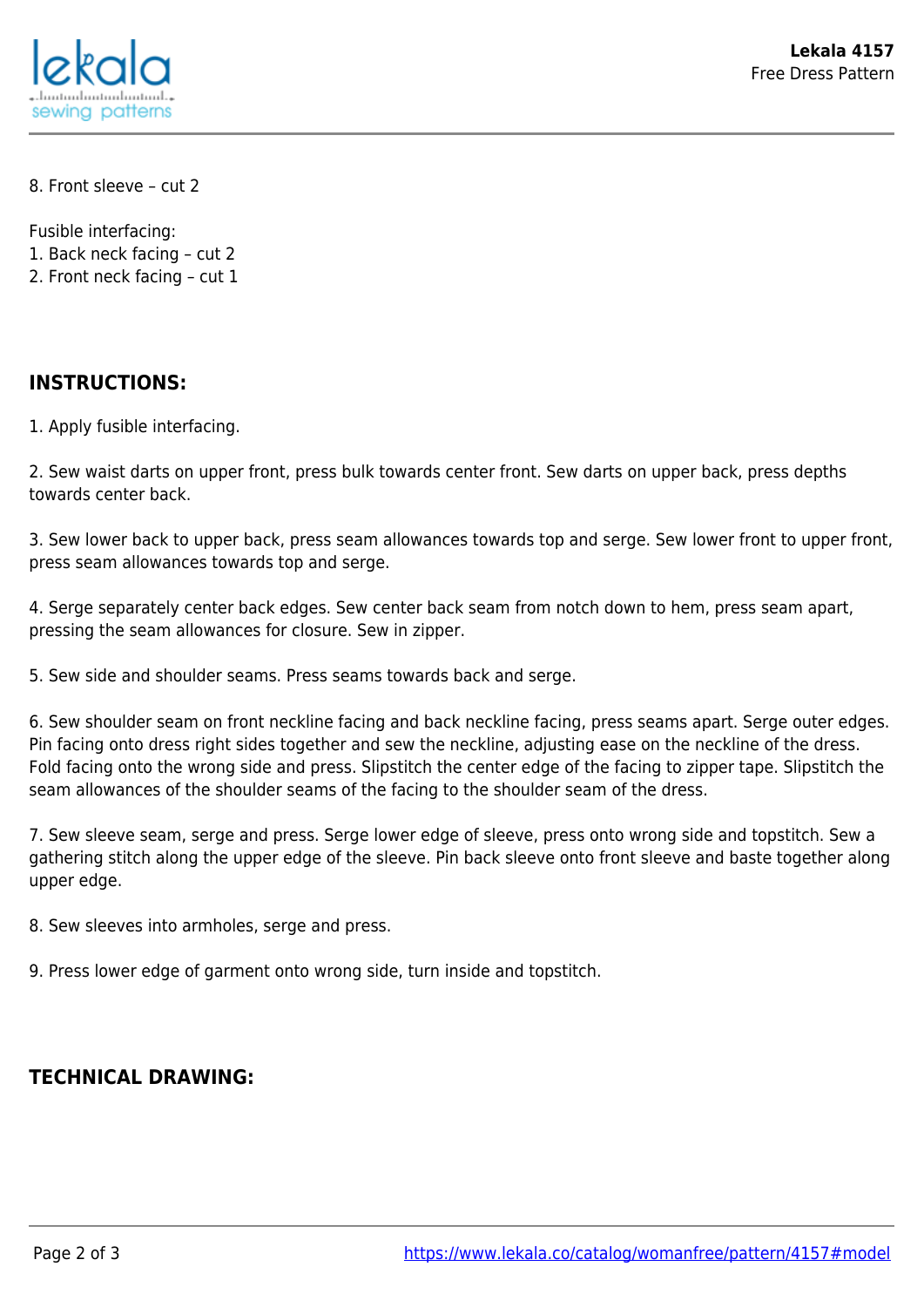8. Front sleeve – cut 2

Fusible interfacing:
1. Back neck facing – cut 2
2. Front neck facing – cut 1

## INSTRUCTIONS:

1. Apply fusible interfacing.

2. Sew waist darts on upper front, press bulk towards center front. Sew darts on upper back, press depths towards center back.

3. Sew lower back to upper back, press seam allowances towards top and serge. Sew lower front to upper front, press seam allowances towards top and serge.

4. Serge separately center back edges. Sew center back seam from notch down to hem, press seam apart, pressing the seam allowances for closure. Sew in zipper.

5. Sew side and shoulder seams. Press seams towards back and serge.

6. Sew shoulder seam on front neckline facing and back neckline facing, press seams apart. Serge outer edges. Pin facing onto dress right sides together and sew the neckline, adjusting ease on the neckline of the dress. Fold facing onto the wrong side and press. Slipstitch the center edge of the facing to zipper tape. Slipstitch the seam allowances of the shoulder seams of the facing to the shoulder seam of the dress.

7. Sew sleeve seam, serge and press. Serge lower edge of sleeve, press onto wrong side and topstitch. Sew a gathering stitch along the upper edge of the sleeve. Pin back sleeve onto front sleeve and baste together along upper edge.

8. Sew sleeves into armholes, serge and press.

9. Press lower edge of garment onto wrong side, turn inside and topstitch.

## TECHNICAL DRAWING: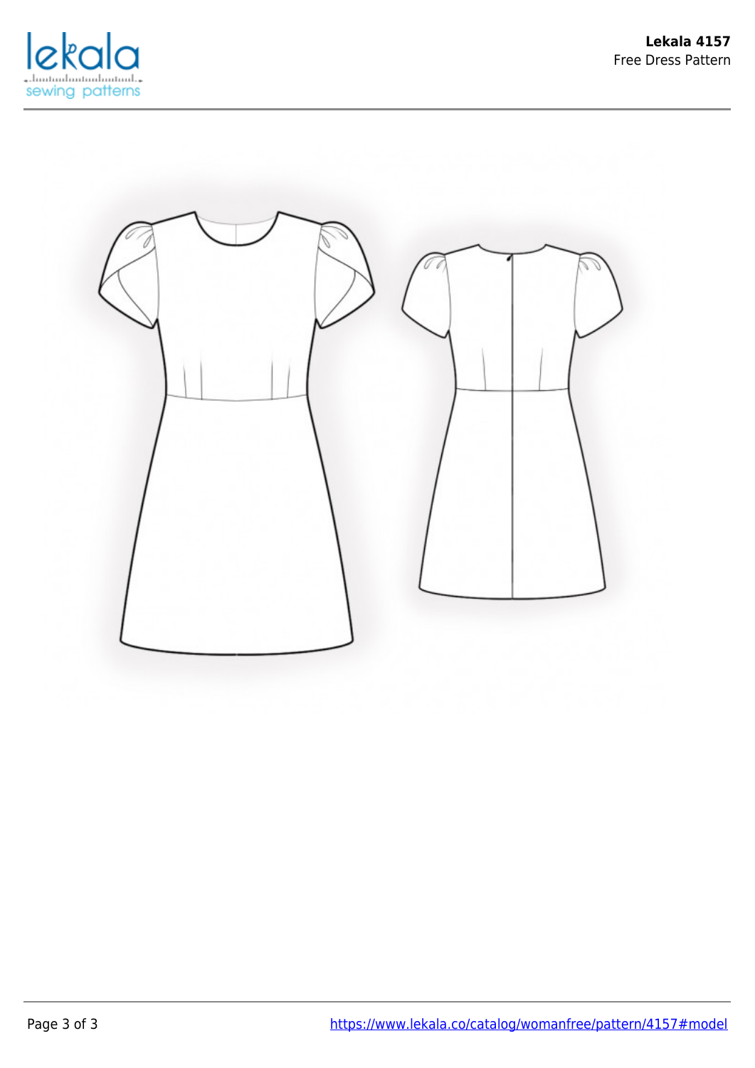**Lekala 4157**
Free Dress Pattern